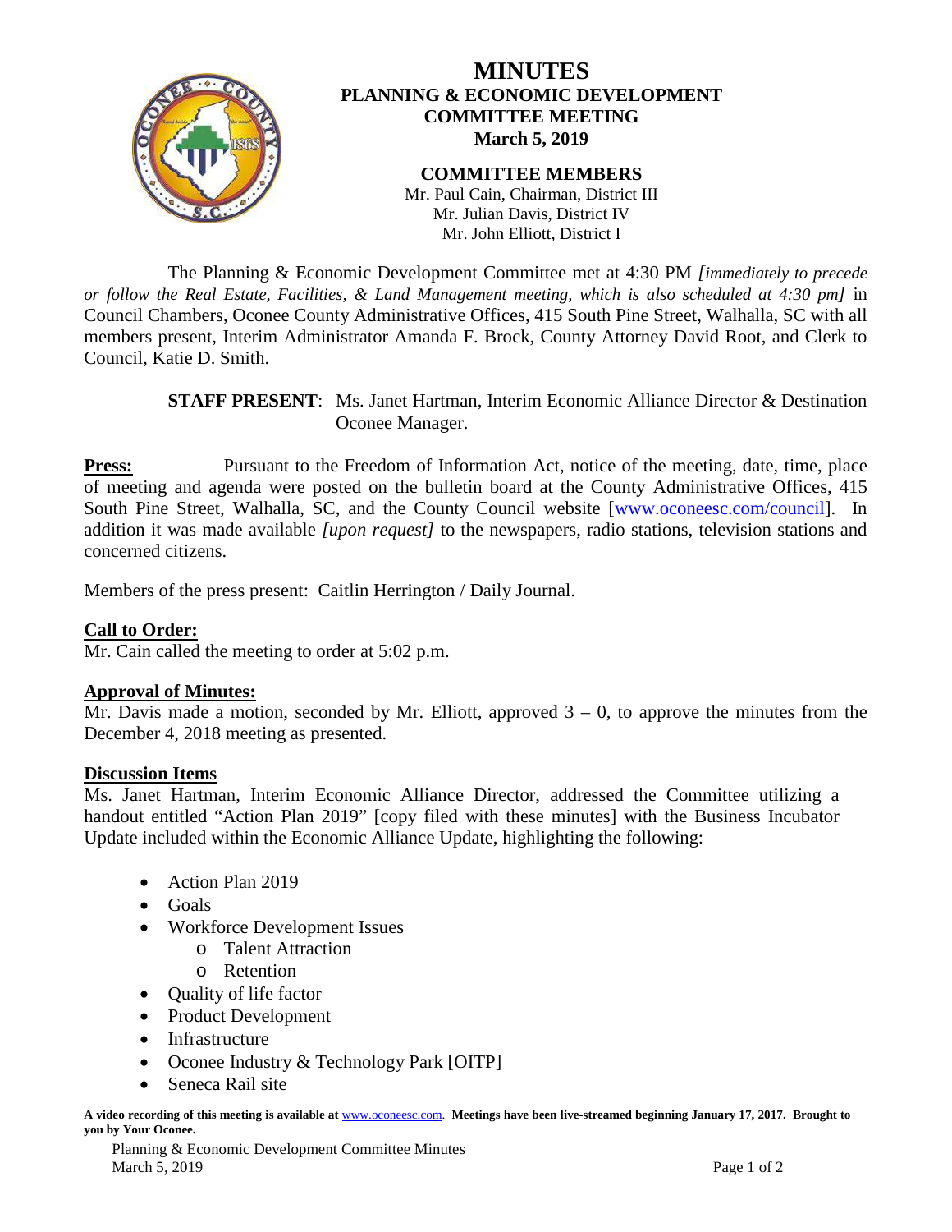# MINUTES
## PLANNING & ECONOMIC DEVELOPMENT COMMITTEE MEETING
### March 5, 2019

**COMMITTEE MEMBERS**
Mr. Paul Cain, Chairman, District III
Mr. Julian Davis, District IV
Mr. John Elliott, District I

The Planning & Economic Development Committee met at 4:30 PM *[immediately to precede or follow the Real Estate, Facilities, & Land Management meeting, which is also scheduled at 4:30 pm]* in Council Chambers, Oconee County Administrative Offices, 415 South Pine Street, Walhalla, SC with all members present, Interim Administrator Amanda F. Brock, County Attorney David Root, and Clerk to Council, Katie D. Smith.

**STAFF PRESENT**: Ms. Janet Hartman, Interim Economic Alliance Director & Destination Oconee Manager.

**Press:** Pursuant to the Freedom of Information Act, notice of the meeting, date, time, place of meeting and agenda were posted on the bulletin board at the County Administrative Offices, 415 South Pine Street, Walhalla, SC, and the County Council website [www.oconeesc.com/council]. In addition it was made available *[upon request]* to the newspapers, radio stations, television stations and concerned citizens.

Members of the press present: Caitlin Herrington / Daily Journal.

**Call to Order:**
Mr. Cain called the meeting to order at 5:02 p.m.

**Approval of Minutes:**
Mr. Davis made a motion, seconded by Mr. Elliott, approved 3 – 0, to approve the minutes from the December 4, 2018 meeting as presented.

**Discussion Items**
Ms. Janet Hartman, Interim Economic Alliance Director, addressed the Committee utilizing a handout entitled "Action Plan 2019" [copy filed with these minutes] with the Business Incubator Update included within the Economic Alliance Update, highlighting the following:

- Action Plan 2019
- Goals
- Workforce Development Issues
  - Talent Attraction
  - Retention
- Quality of life factor
- Product Development
- Infrastructure
- Oconee Industry & Technology Park [OITP]
- Seneca Rail site

**A video recording of this meeting is available at www.oconeesc.com. Meetings have been live-streamed beginning January 17, 2017. Brought to you by Your Oconee.**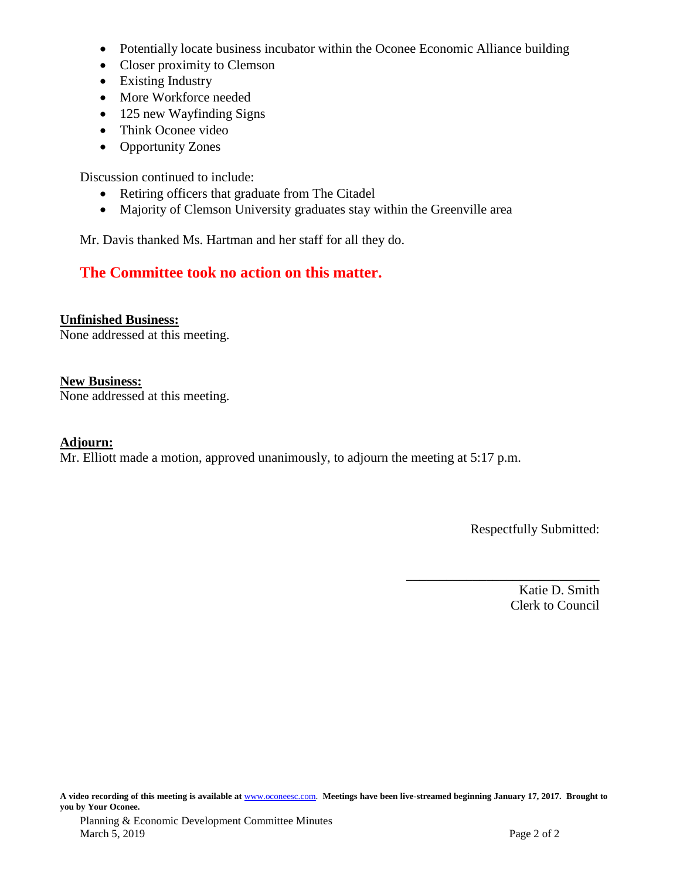- Potentially locate business incubator within the Oconee Economic Alliance building
- Closer proximity to Clemson
- Existing Industry
- More Workforce needed
- 125 new Wayfinding Signs
- Think Oconee video
- Opportunity Zones

Discussion continued to include:

- Retiring officers that graduate from The Citadel
- Majority of Clemson University graduates stay within the Greenville area

Mr. Davis thanked Ms. Hartman and her staff for all they do.

**The Committee took no action on this matter.**

**Unfinished Business:**

None addressed at this meeting.

**New Business:**

None addressed at this meeting.

**Adjourn:**

Mr. Elliott made a motion, approved unanimously, to adjourn the meeting at 5:17 p.m.

Respectfully Submitted:

\_\_\_\_\_\_\_\_\_\_\_\_\_\_\_\_\_\_\_\_\_\_\_\_\_\_\_\_\_\_

Katie D. Smith
Clerk to Council

**A video recording of this meeting is available at** www.oconeesc.com. **Meetings have been live-streamed beginning January 17, 2017. Brought to you by Your Oconee.**

Planning & Economic Development Committee Minutes
March 5, 2019